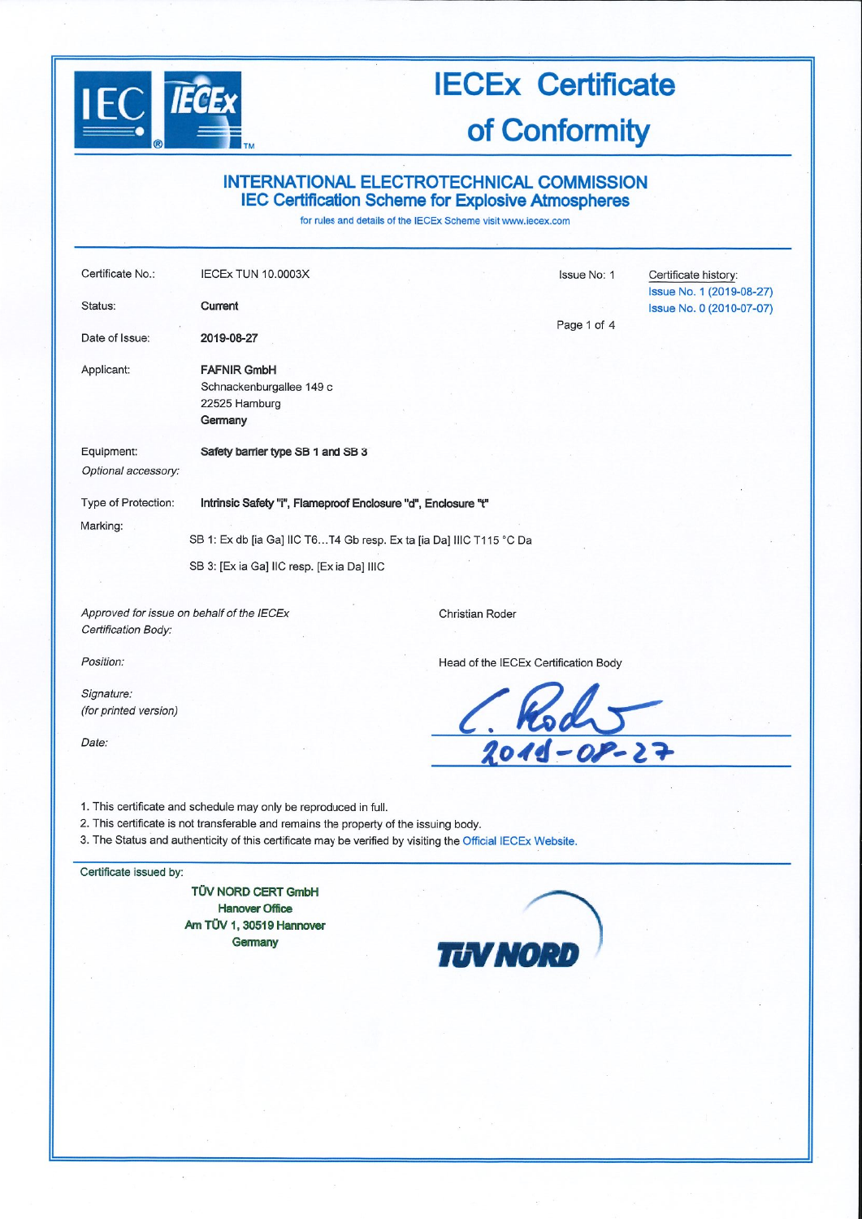# IECEx Certificate of Conformity

## INTERNATIONAL ELECTROTECHNICAL COMMISSION
## IEC Certification Scheme for Explosive Atmospheres

for rules and details of the IECEx Scheme visit www.iecex.com

| | | | |
|---|---|---|---|
| Certificate No.: | IECEx TUN 10.0003X | Issue No: 1 | Certificate history: Issue No. 1 (2019-08-27) Issue No. 0 (2010-07-07) |
| Status: | **Current** | | |
| Date of Issue: | **2019-08-27** | | |
| Applicant: | **FAFNIR GmbH** Schnackenburgallee 149 c 22525 Hamburg **Germany** | | |
| Equipment: | **Safety barrier type SB 1 and SB 3** | | |
| *Optional accessory:* | | | |
| Type of Protection: | **Intrinsic Safety "i", Flameproof Enclosure "d", Enclosure "t"** | | |
| Marking: | SB 1: Ex db [ia Ga] IIC T6…T4 Gb resp. Ex ta [ia Da] IIIC T115 °C Da | | |
| | SB 3: [Ex ia Ga] IIC resp. [Ex ia Da] IIIC | | |

| | |
|---|---|
| *Approved for issue on behalf of the IECEx Certification Body:* | Christian Roder |
| *Position:* | Head of the IECEx Certification Body |
| *Signature: (for printed version)* | C. Roder |
| *Date:* | 2019-08-27 |

1. This certificate and schedule may only be reproduced in full.
2. This certificate is not transferable and remains the property of the issuing body.
3. The Status and authenticity of this certificate may be verified by visiting the Official IECEx Website.

Certificate issued by:

**TÜV NORD CERT GmbH**
**Hanover Office**
**Am TÜV 1, 30519 Hannover**
**Germany**

TÜV NORD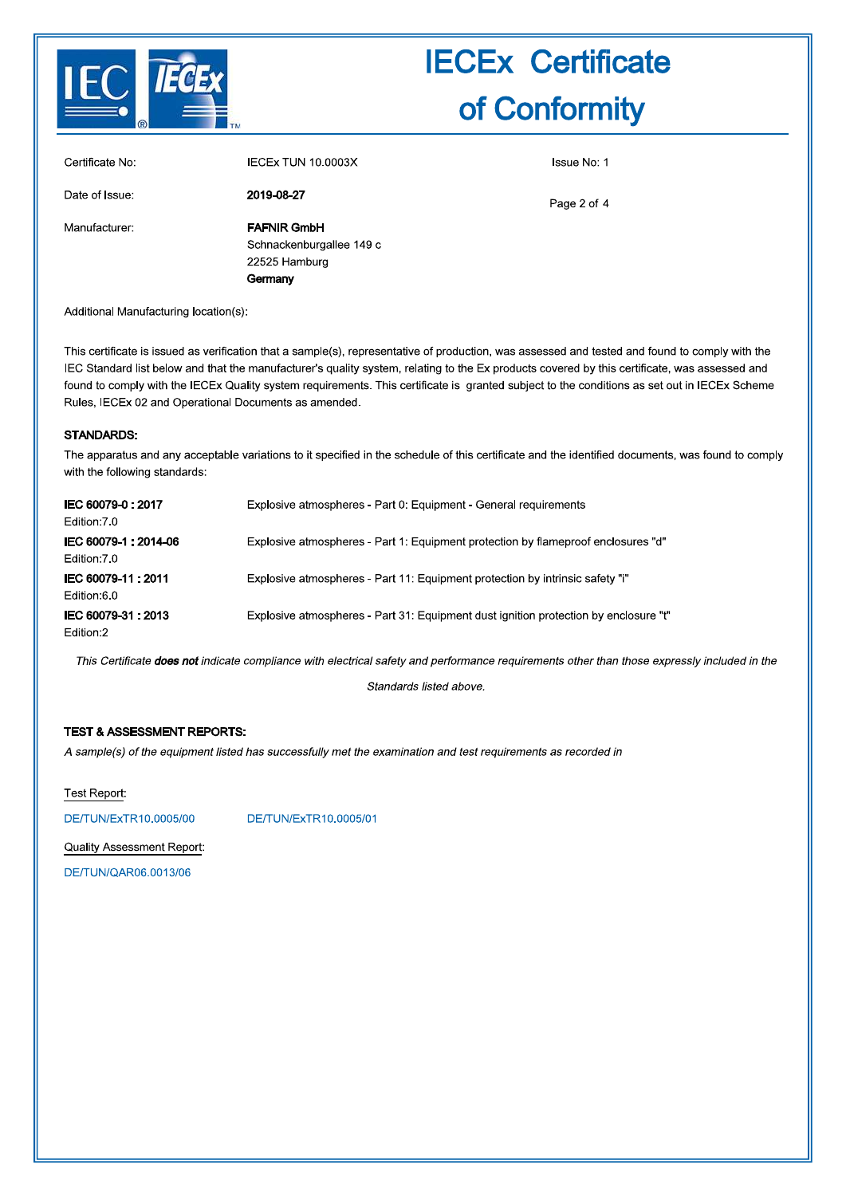# IECEx Certificate of Conformity

| | | |
|---|---|---|
| Certificate No: | IECEx TUN 10.0003X | Issue No: 1 |
| Date of Issue: | **2019-08-27** | |
| Manufacturer: | **FAFNIR GmbH**<br>Schnackenburgallee 149 c<br>22525 Hamburg<br>**Germany** | |

Additional Manufacturing location(s):

This certificate is issued as verification that a sample(s), representative of production, was assessed and tested and found to comply with the IEC Standard list below and that the manufacturer's quality system, relating to the Ex products covered by this certificate, was assessed and found to comply with the IECEx Quality system requirements. This certificate is granted subject to the conditions as set out in IECEx Scheme Rules, IECEx 02 and Operational Documents as amended.

**STANDARDS:**

The apparatus and any acceptable variations to it specified in the schedule of this certificate and the identified documents, was found to comply with the following standards:

| | |
|---|---|
| **IEC 60079-0 : 2017**<br>Edition:7.0 | Explosive atmospheres - Part 0: Equipment - General requirements |
| **IEC 60079-1 : 2014-06**<br>Edition:7.0 | Explosive atmospheres - Part 1: Equipment protection by flameproof enclosures "d" |
| **IEC 60079-11 : 2011**<br>Edition:6.0 | Explosive atmospheres - Part 11: Equipment protection by intrinsic safety "i" |
| **IEC 60079-31 : 2013**<br>Edition:2 | Explosive atmospheres - Part 31: Equipment dust ignition protection by enclosure "t" |

*This Certificate **does not** indicate compliance with electrical safety and performance requirements other than those expressly included in the Standards listed above.*

**TEST & ASSESSMENT REPORTS:**

*A sample(s) of the equipment listed has successfully met the examination and test requirements as recorded in*

Test Report:

DE/TUN/ExTR10.0005/00 DE/TUN/ExTR10.0005/01

Quality Assessment Report:

DE/TUN/QAR06.0013/06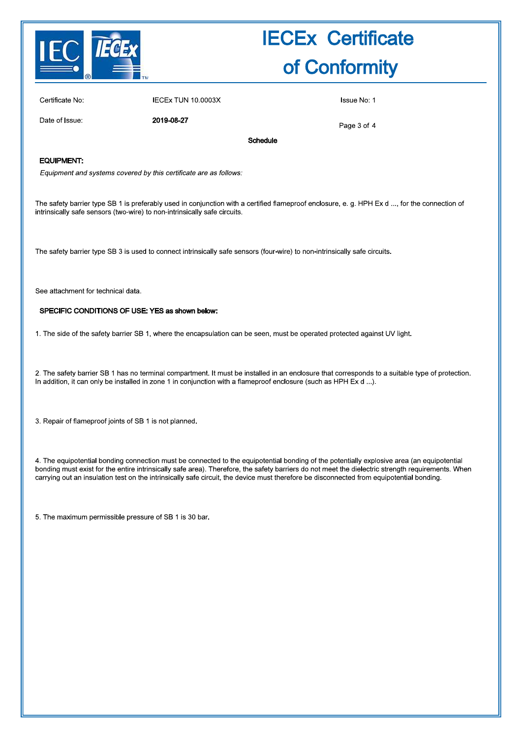# IECEx Certificate of Conformity

| | | |
|---|---|---|
| Certificate No: | IECEx TUN 10.0003X | Issue No: 1 |
| Date of Issue: | **2019-08-27** | |

**Schedule**

**EQUIPMENT:**

*Equipment and systems covered by this certificate are as follows:*

The safety barrier type SB 1 is preferably used in conjunction with a certified flameproof enclosure, e. g. HPH Ex d ..., for the connection of intrinsically safe sensors (two-wire) to non-intrinsically safe circuits.

The safety barrier type SB 3 is used to connect intrinsically safe sensors (four-wire) to non-intrinsically safe circuits.

See attachment for technical data.

**SPECIFIC CONDITIONS OF USE: YES as shown below:**

1. The side of the safety barrier SB 1, where the encapsulation can be seen, must be operated protected against UV light.

2. The safety barrier SB 1 has no terminal compartment. It must be installed in an enclosure that corresponds to a suitable type of protection. In addition, it can only be installed in zone 1 in conjunction with a flameproof enclosure (such as HPH Ex d ...).

3. Repair of flameproof joints of SB 1 is not planned.

4. The equipotential bonding connection must be connected to the equipotential bonding of the potentially explosive area (an equipotential bonding must exist for the entire intrinsically safe area). Therefore, the safety barriers do not meet the dielectric strength requirements. When carrying out an insulation test on the intrinsically safe circuit, the device must therefore be disconnected from equipotential bonding.

5. The maximum permissible pressure of SB 1 is 30 bar.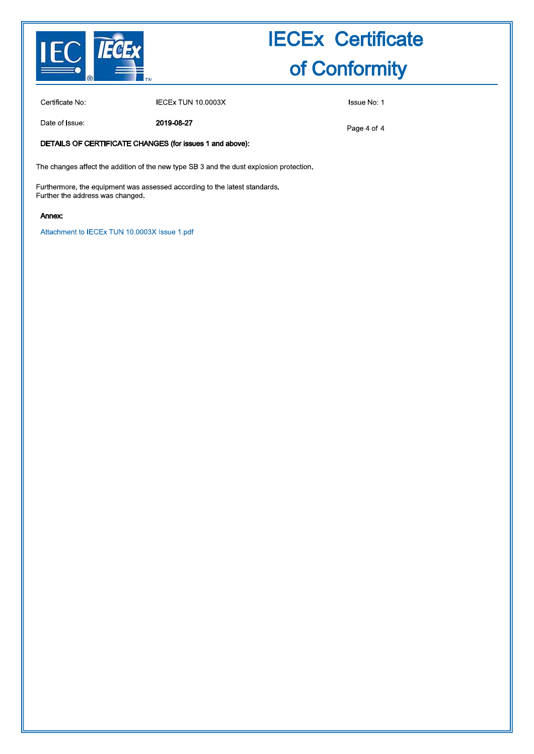# IECEx Certificate of Conformity

Certificate No: IECEx TUN 10.0003X

Issue No: 1

Date of Issue: **2019-08-27**

**DETAILS OF CERTIFICATE CHANGES (for issues 1 and above):**

The changes affect the addition of the new type SB 3 and the dust explosion protection.

Furthermore, the equipment was assessed according to the latest standards.
Further the address was changed.

**Annex:**

Attachment to IECEx TUN 10.0003X Issue 1.pdf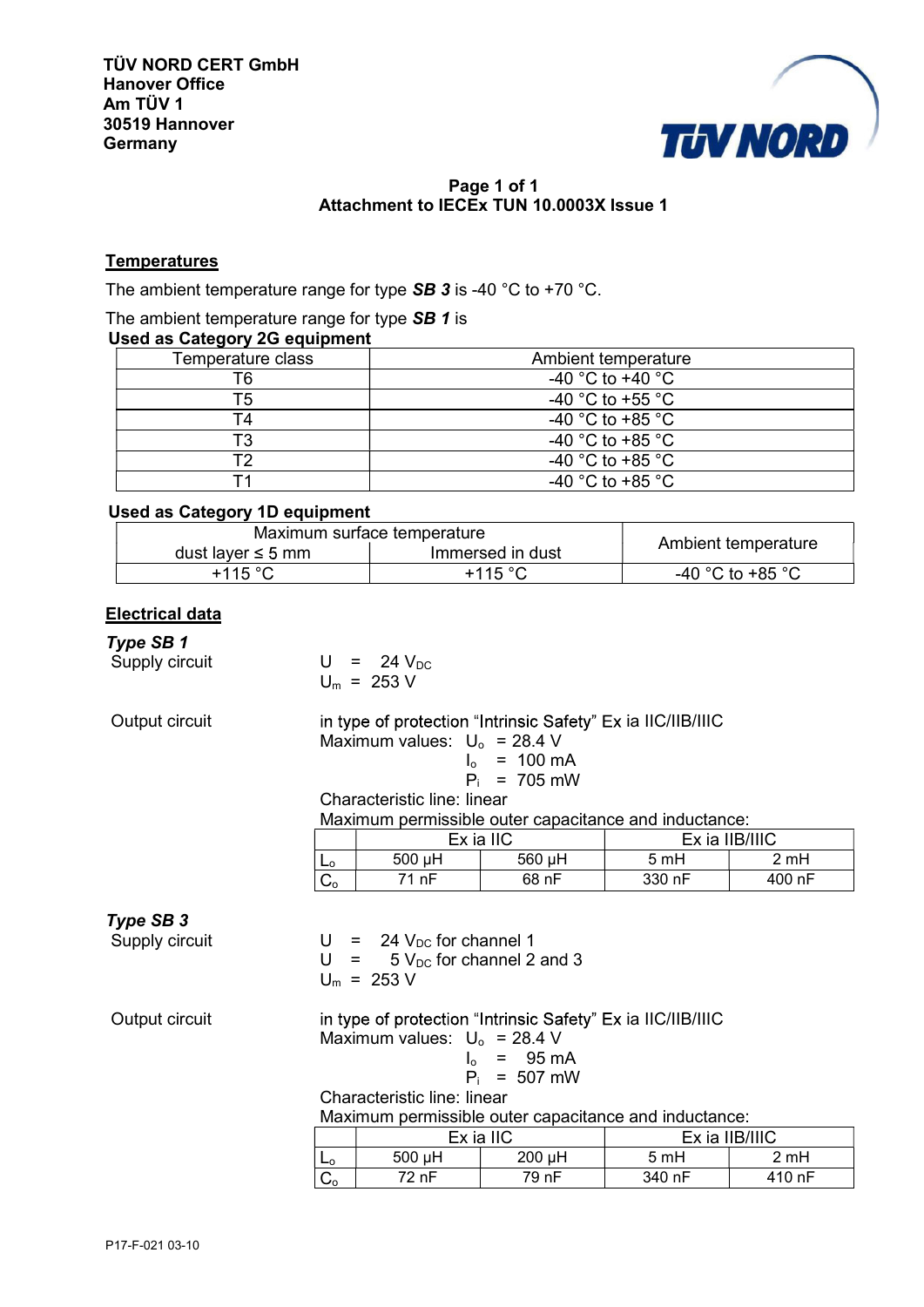**TÜV NORD CERT GmbH**
**Hanover Office**
**Am TÜV 1**
**30519 Hannover**
**Germany**

**Attachment to IECEx TUN 10.0003X Issue 1**

## Temperatures

The ambient temperature range for type ***SB 3*** is -40 °C to +70 °C.

The ambient temperature range for type ***SB 1*** is

**Used as Category 2G equipment**

| Temperature class | Ambient temperature |
|---|---|
| T6 | -40 °C to +40 °C |
| T5 | -40 °C to +55 °C |
| T4 | -40 °C to +85 °C |
| T3 | -40 °C to +85 °C |
| T2 | -40 °C to +85 °C |
| T1 | -40 °C to +85 °C |

**Used as Category 1D equipment**

| Maximum surface temperature | | Ambient temperature |
|---|---|---|
| dust layer ≤ 5 mm | Immersed in dust | |
| +115 °C | +115 °C | -40 °C to +85 °C |

## Electrical data

***Type SB 1***

Supply circuit

$U = 24\ V_{DC}$
$U_m = 253\ V$

Output circuit

in type of protection "Intrinsic Safety" Ex ia IIC/IIB/IIIC
Maximum values: $U_o = 28.4\ V$
$I_o = 100\ mA$
$P_i = 705\ mW$
Characteristic line: linear
Maximum permissible outer capacitance and inductance:

| | Ex ia IIC | | Ex ia IIB/IIIC | |
|---|---|---|---|---|
| $L_o$ | 500 µH | 560 µH | 5 mH | 2 mH |
| $C_o$ | 71 nF | 68 nF | 330 nF | 400 nF |

***Type SB 3***

Supply circuit

$U = 24\ V_{DC}$ for channel 1
$U = 5\ V_{DC}$ for channel 2 and 3
$U_m = 253\ V$

Output circuit

in type of protection "Intrinsic Safety" Ex ia IIC/IIB/IIIC
Maximum values: $U_o = 28.4\ V$
$I_o = 95\ mA$
$P_i = 507\ mW$
Characteristic line: linear
Maximum permissible outer capacitance and inductance:

| | Ex ia IIC | | Ex ia IIB/IIIC | |
|---|---|---|---|---|
| $L_o$ | 500 µH | 200 µH | 5 mH | 2 mH |
| $C_o$ | 72 nF | 79 nF | 340 nF | 410 nF |

P17-F-021 03-10